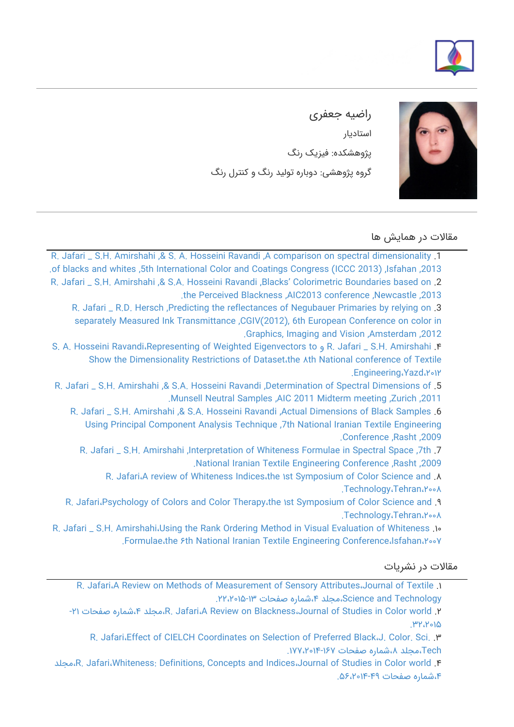راضیه جعفری

استادیار

پژوهشکده: فیزیک رنگ

گروه پژوهشی: دوباره تولید رنگ و کنترل رنگ

## مقالات در همایش ها

1. R. Jafari _ S.H. Amirshahi ,& S. A. Hosseini Ravandi ,A comparison on spectral dimensionality of blacks and whites ,5th International Color and Coatings Congress (ICCC 2013) ,Isfahan ,2013.
2. R. Jafari _ S.H. Amirshahi ,& S.A. Hosseini Ravandi ,Blacks' Colorimetric Boundaries based on the Perceived Blackness ,AIC2013 conference ,Newcastle ,2013.
3. R. Jafari _ R.D. Hersch ,Predicting the reflectances of Negubauer Primaries by relying on separately Measured Ink Transmittance ,CGIV(2012), 6th European Conference on color in Graphics, Imaging and Vision ,Amsterdam ,2012.
4. R. Jafari _ S.H. Amirshahi و S. A. Hosseini Ravandi،Representing of Weighted Eigenvectors to Show the Dimensionality Restrictions of Dataset،the ۸th National conference of Textile Engineering،Yazd،۲۰۱۲.
5. R. Jafari _ S.H. Amirshahi ,& S.A. Hosseini Ravandi ,Determination of Spectral Dimensions of Munsell Neutral Samples ,AIC 2011 Midterm meeting ,Zurich ,2011.
6. R. Jafari _ S.H. Amirshahi ,& S.A. Hosseini Ravandi ,Actual Dimensions of Black Samples Using Principal Component Analysis Technique ,7th National Iranian Textile Engineering Conference ,Rasht ,2009.
7. R. Jafari _ S.H. Amirshahi ,Interpretation of Whiteness Formulae in Spectral Space ,7th National Iranian Textile Engineering Conference ,Rasht ,2009.
8. R. Jafari،A review of Whiteness Indices،the ۱st Symposium of Color Science and Technology،Tehran،۲۰۰۸.
9. R. Jafari،Psychology of Colors and Color Therapy،the ۱st Symposium of Color Science and Technology،Tehran،۲۰۰۸.
10. R. Jafari _ S.H. Amirshahi،Using the Rank Ordering Method in Visual Evaluation of Whiteness Formulae،the ۶th National Iranian Textile Engineering Conference،Isfahan،۲۰۰۷.

## مقالات در نشریات

1. R. Jafari،A Review on Methods of Measurement of Sensory Attributes،Journal of Textile Science and Technology،مجلد ۴،شماره صفحات ۱۳-۲۲،۲۰۱۵.
2. R. Jafari،A Review on Blackness،Journal of Studies in Color world،مجلد ۴،شماره صفحات ۲۱-۳۲،۲۰۱۵.
3. R. Jafari،Effect of CIELCH Coordinates on Selection of Preferred Black،J. Color. Sci. Tech،مجلد ۸،شماره صفحات ۱۶۷-۱۷۷،۲۰۱۴.
4. R. Jafari،Whiteness: Definitions, Concepts and Indices،Journal of Studies in Color world،مجلد ۴،شماره صفحات ۴۹-۵۶،۲۰۱۴.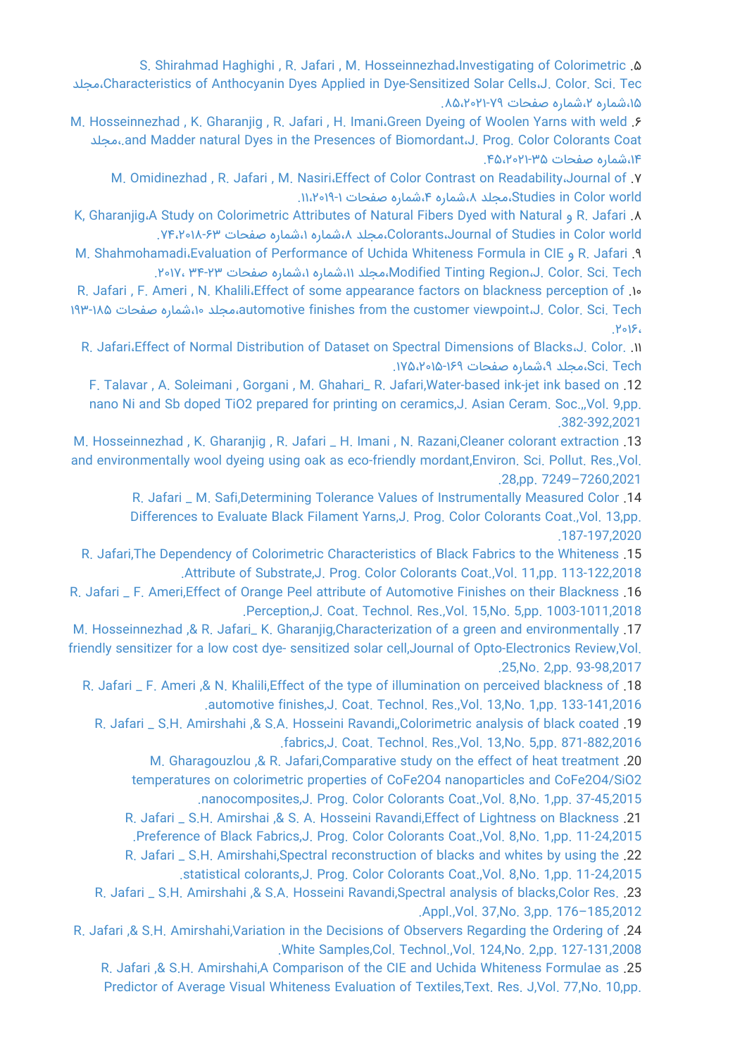۵. S. Shirahmad Haghighi , R. Jafari , M. Hosseinnezhad،Investigating of Colorimetric Characteristics of Anthocyanin Dyes Applied in Dye-Sensitized Solar Cells،J. Color. Sci. Tec،مجلد ۱۵،شماره ۲،شماره صفحات ۷۹-۲۰۲۱،۸۵.

۶. M. Hosseinnezhad , K. Gharanjig , R. Jafari , H. Imani،Green Dyeing of Woolen Yarns with weld and Madder natural Dyes in the Presences of Biomordant،J. Prog. Color Colorants Coat.،مجلد ۱۴،شماره صفحات ۳۵-۲۰۲۱،۴۵.

۷. M. Omidinezhad , R. Jafari , M. Nasiri،Effect of Color Contrast on Readability،Journal of Studies in Color world،مجلد ۸،شماره ۴،شماره صفحات ۱-۲۰۱۹،۱۱.

۸. R. Jafari و K, Gharanjig،A Study on Colorimetric Attributes of Natural Fibers Dyed with Natural Colorants،Journal of Studies in Color world،مجلد ۸،شماره ۱،شماره صفحات ۶۳-۲۰۱۸،۷۴.

۹. R. Jafari و M. Shahmohamadi،Evaluation of Performance of Uchida Whiteness Formula in CIE Modified Tinting Region،J. Color. Sci. Tech،مجلد ۱۱،شماره ۱،شماره صفحات ۲۳-۳۴، ۲۰۱۷.

۱۰. R. Jafari , F. Ameri , N. Khalili،Effect of some appearance factors on blackness perception of automotive finishes from the customer viewpoint،J. Color. Sci. Tech،مجلد ۱۰،شماره صفحات ۱۸۵-۱۹۳، ۲۰۱۶.

۱۱. R. Jafari،Effect of Normal Distribution of Dataset on Spectral Dimensions of Blacks،J. Color. Sci. Tech،مجلد ۹،شماره صفحات ۱۶۹-۲۰۱۵،۱۷۵.

12. F. Talavar , A. Soleimani , Gorgani , M. Ghahari_ R. Jafari,Water-based ink-jet ink based on nano Ni and Sb doped TiO2 prepared for printing on ceramics,J. Asian Ceram. Soc.,,Vol. 9,pp. 382-392,2021.

13. M. Hosseinnezhad , K. Gharanjig , R. Jafari _ H. Imani , N. Razani,Cleaner colorant extraction and environmentally wool dyeing using oak as eco-friendly mordant,Environ. Sci. Pollut. Res.,Vol. 28,pp. 7249–7260,2021.

14. R. Jafari _ M. Safi,Determining Tolerance Values of Instrumentally Measured Color Differences to Evaluate Black Filament Yarns,J. Prog. Color Colorants Coat.,Vol. 13,pp. 187-197,2020.

15. R. Jafari,The Dependency of Colorimetric Characteristics of Black Fabrics to the Whiteness Attribute of Substrate,J. Prog. Color Colorants Coat.,Vol. 11,pp. 113-122,2018.

16. R. Jafari _ F. Ameri,Effect of Orange Peel attribute of Automotive Finishes on their Blackness Perception,J. Coat. Technol. Res.,Vol. 15,No. 5,pp. 1003-1011,2018.

17. M. Hosseinnezhad ,& R. Jafari_ K. Gharanjig,Characterization of a green and environmentally friendly sensitizer for a low cost dye- sensitized solar cell,Journal of Opto-Electronics Review,Vol. 25,No. 2,pp. 93-98,2017.

18. R. Jafari _ F. Ameri ,& N. Khalili,Effect of the type of illumination on perceived blackness of automotive finishes,J. Coat. Technol. Res.,Vol. 13,No. 1,pp. 133-141,2016.

19. R. Jafari _ S.H. Amirshahi ,& S.A. Hosseini Ravandi,,Colorimetric analysis of black coated fabrics,J. Coat. Technol. Res.,Vol. 13,No. 5,pp. 871-882,2016.

20. M. Gharagouzlou ,& R. Jafari,Comparative study on the effect of heat treatment temperatures on colorimetric properties of CoFe2O4 nanoparticles and CoFe2O4/SiO2 nanocomposites,J. Prog. Color Colorants Coat.,Vol. 8,No. 1,pp. 37-45,2015.

21. R. Jafari _ S.H. Amirshai ,& S. A. Hosseini Ravandi,Effect of Lightness on Blackness Preference of Black Fabrics,J. Prog. Color Colorants Coat.,Vol. 8,No. 1,pp. 11-24,2015.

22. R. Jafari _ S.H. Amirshahi,Spectral reconstruction of blacks and whites by using the statistical colorants,J. Prog. Color Colorants Coat.,Vol. 8,No. 1,pp. 11-24,2015.

23. R. Jafari _ S.H. Amirshahi ,& S.A. Hosseini Ravandi,Spectral analysis of blacks,Color Res. Appl.,Vol. 37,No. 3,pp. 176–185,2012.

24. R. Jafari ,& S.H. Amirshahi,Variation in the Decisions of Observers Regarding the Ordering of White Samples,Col. Technol.,Vol. 124,No. 2,pp. 127-131,2008.

25. R. Jafari ,& S.H. Amirshahi,A Comparison of the CIE and Uchida Whiteness Formulae as Predictor of Average Visual Whiteness Evaluation of Textiles,Text. Res. J,Vol. 77,No. 10,pp.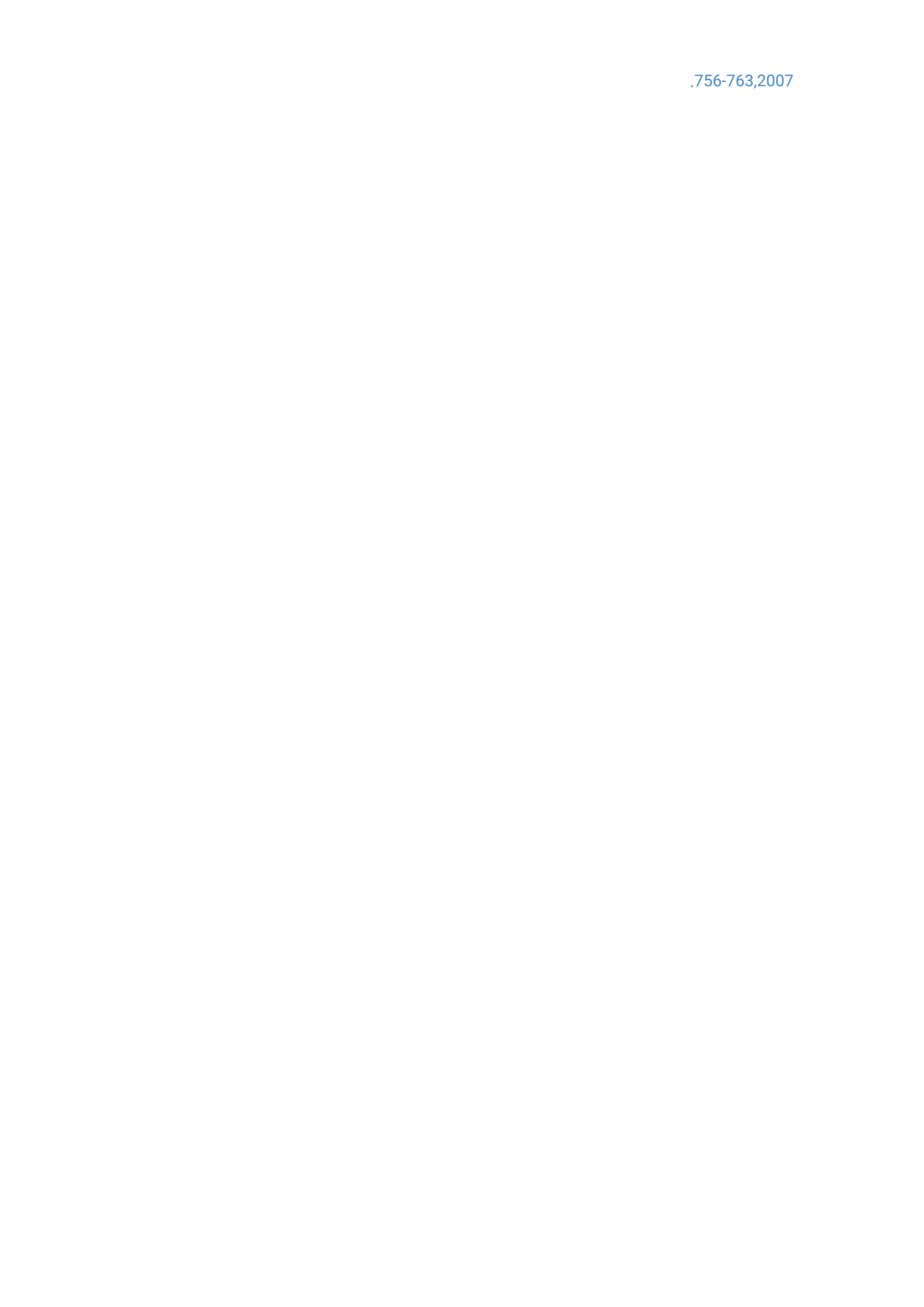.756-763,2007